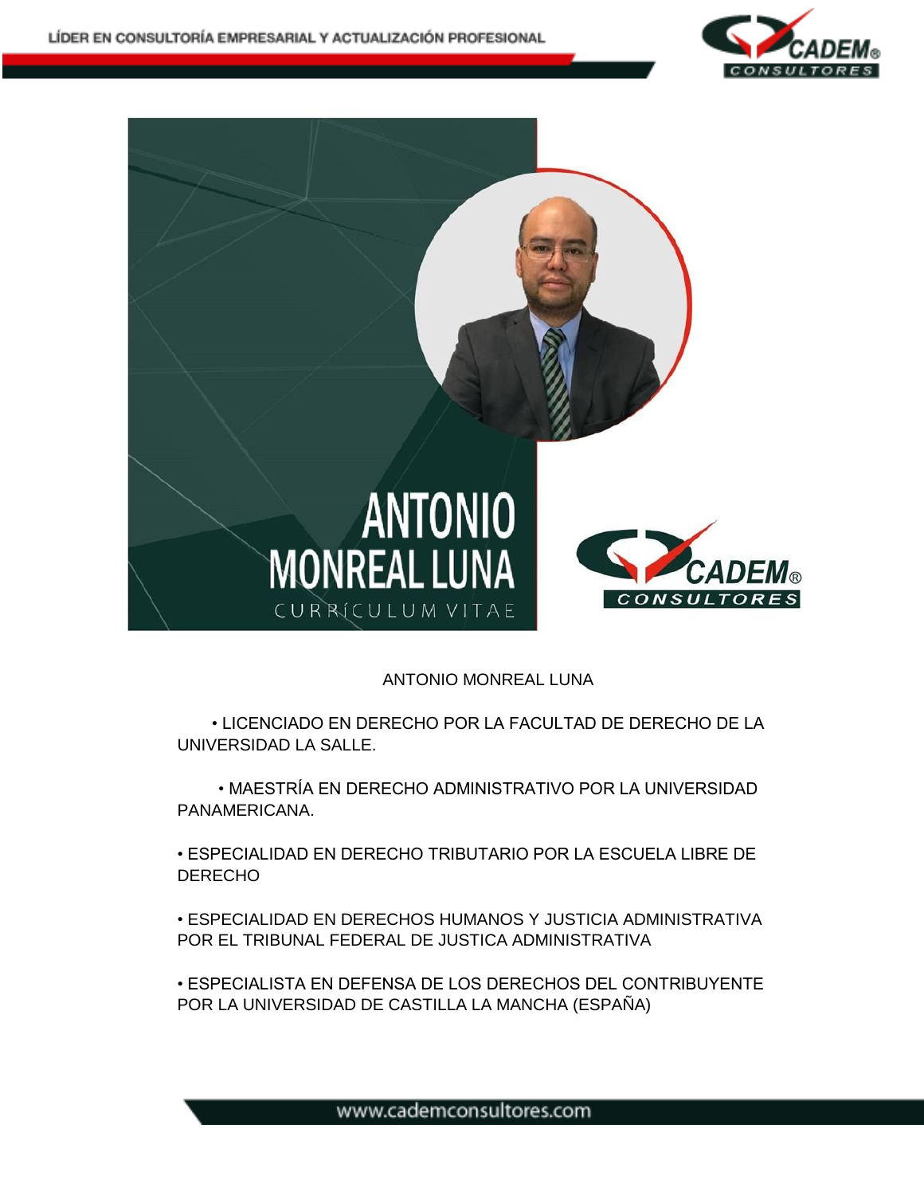# ANTONIO MONREAL LUNA

CURRÍCULUM VITAE

ANTONIO MONREAL LUNA

- LICENCIADO EN DERECHO POR LA FACULTAD DE DERECHO DE LA UNIVERSIDAD LA SALLE.

- MAESTRÍA EN DERECHO ADMINISTRATIVO POR LA UNIVERSIDAD PANAMERICANA.

- ESPECIALIDAD EN DERECHO TRIBUTARIO POR LA ESCUELA LIBRE DE DERECHO

- ESPECIALIDAD EN DERECHOS HUMANOS Y JUSTICIA ADMINISTRATIVA POR EL TRIBUNAL FEDERAL DE JUSTICA ADMINISTRATIVA

- ESPECIALISTA EN DEFENSA DE LOS DERECHOS DEL CONTRIBUYENTE POR LA UNIVERSIDAD DE CASTILLA LA MANCHA (ESPAÑA)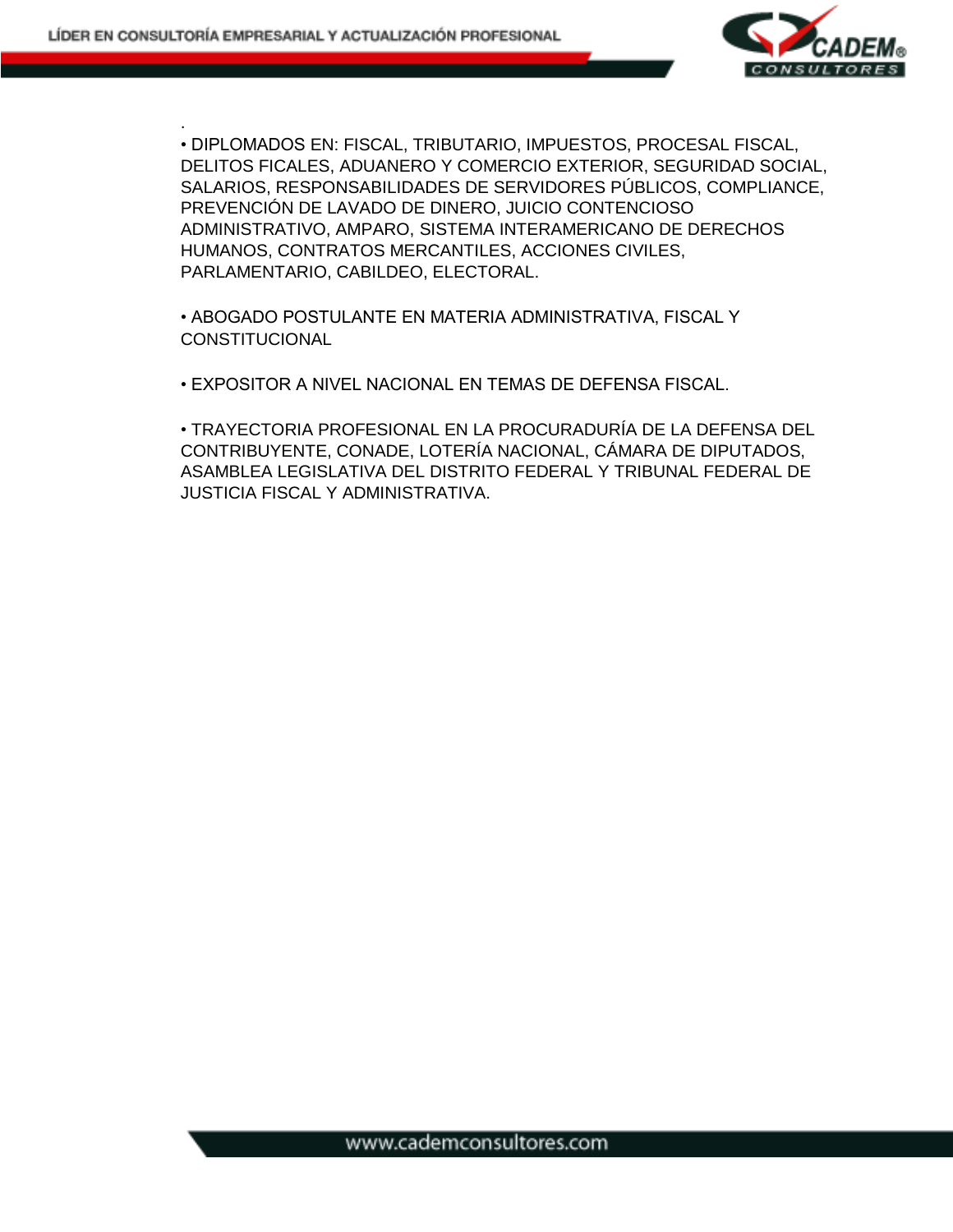.

• DIPLOMADOS EN: FISCAL, TRIBUTARIO, IMPUESTOS, PROCESAL FISCAL, DELITOS FICALES, ADUANERO Y COMERCIO EXTERIOR, SEGURIDAD SOCIAL, SALARIOS, RESPONSABILIDADES DE SERVIDORES PÚBLICOS, COMPLIANCE, PREVENCIÓN DE LAVADO DE DINERO, JUICIO CONTENCIOSO ADMINISTRATIVO, AMPARO, SISTEMA INTERAMERICANO DE DERECHOS HUMANOS, CONTRATOS MERCANTILES, ACCIONES CIVILES, PARLAMENTARIO, CABILDEO, ELECTORAL.

• ABOGADO POSTULANTE EN MATERIA ADMINISTRATIVA, FISCAL Y CONSTITUCIONAL

• EXPOSITOR A NIVEL NACIONAL EN TEMAS DE DEFENSA FISCAL.

• TRAYECTORIA PROFESIONAL EN LA PROCURADURÍA DE LA DEFENSA DEL CONTRIBUYENTE, CONADE, LOTERÍA NACIONAL, CÁMARA DE DIPUTADOS, ASAMBLEA LEGISLATIVA DEL DISTRITO FEDERAL Y TRIBUNAL FEDERAL DE JUSTICIA FISCAL Y ADMINISTRATIVA.